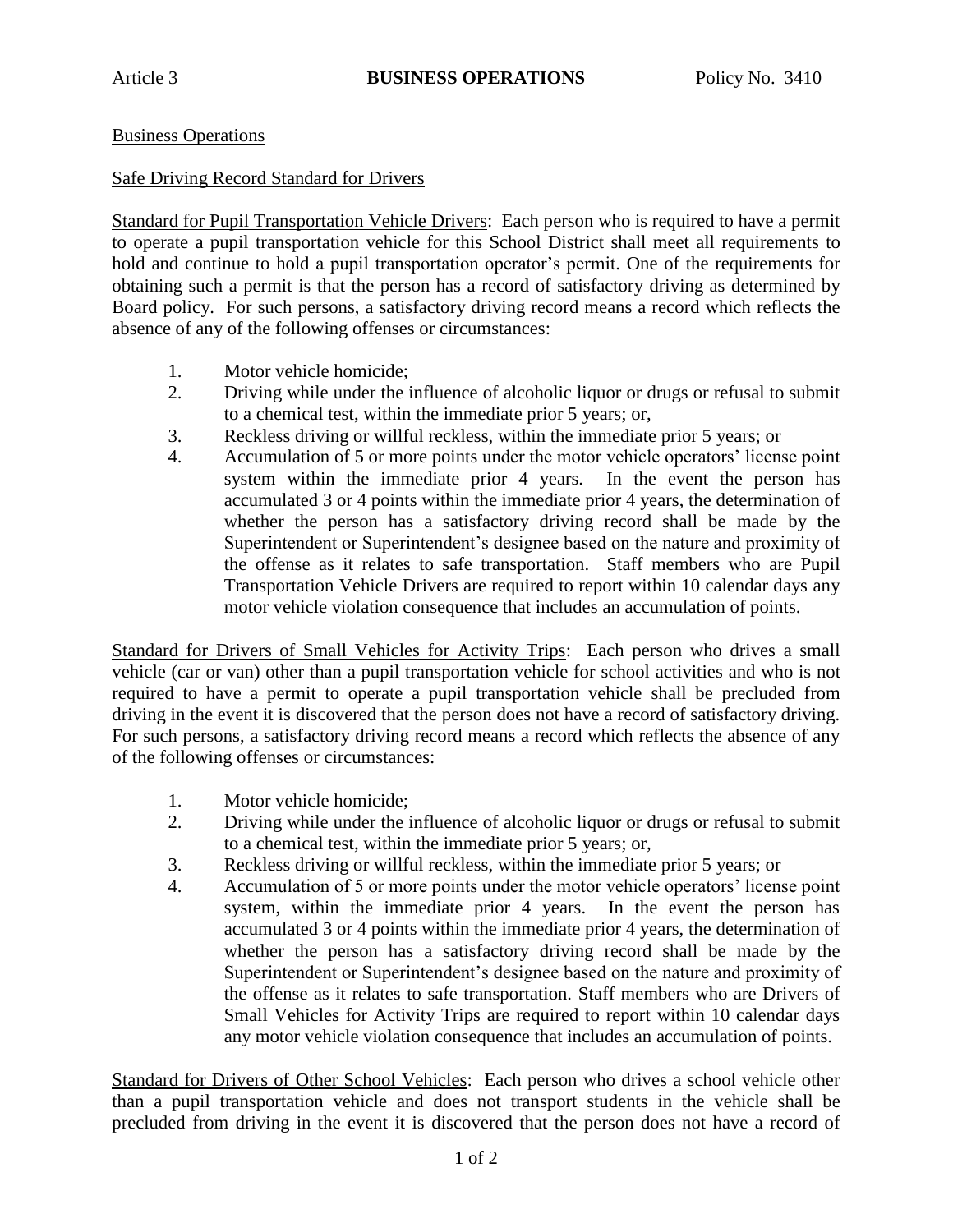Article 3 **BUSINESS OPERATIONS** Policy No. 3410

Business Operations

Safe Driving Record Standard for Drivers

Standard for Pupil Transportation Vehicle Drivers: Each person who is required to have a permit to operate a pupil transportation vehicle for this School District shall meet all requirements to hold and continue to hold a pupil transportation operator's permit. One of the requirements for obtaining such a permit is that the person has a record of satisfactory driving as determined by Board policy. For such persons, a satisfactory driving record means a record which reflects the absence of any of the following offenses or circumstances:

1. Motor vehicle homicide;
2. Driving while under the influence of alcoholic liquor or drugs or refusal to submit to a chemical test, within the immediate prior 5 years; or,
3. Reckless driving or willful reckless, within the immediate prior 5 years; or
4. Accumulation of 5 or more points under the motor vehicle operators' license point system within the immediate prior 4 years. In the event the person has accumulated 3 or 4 points within the immediate prior 4 years, the determination of whether the person has a satisfactory driving record shall be made by the Superintendent or Superintendent's designee based on the nature and proximity of the offense as it relates to safe transportation. Staff members who are Pupil Transportation Vehicle Drivers are required to report within 10 calendar days any motor vehicle violation consequence that includes an accumulation of points.

Standard for Drivers of Small Vehicles for Activity Trips: Each person who drives a small vehicle (car or van) other than a pupil transportation vehicle for school activities and who is not required to have a permit to operate a pupil transportation vehicle shall be precluded from driving in the event it is discovered that the person does not have a record of satisfactory driving. For such persons, a satisfactory driving record means a record which reflects the absence of any of the following offenses or circumstances:

1. Motor vehicle homicide;
2. Driving while under the influence of alcoholic liquor or drugs or refusal to submit to a chemical test, within the immediate prior 5 years; or,
3. Reckless driving or willful reckless, within the immediate prior 5 years; or
4. Accumulation of 5 or more points under the motor vehicle operators' license point system, within the immediate prior 4 years. In the event the person has accumulated 3 or 4 points within the immediate prior 4 years, the determination of whether the person has a satisfactory driving record shall be made by the Superintendent or Superintendent's designee based on the nature and proximity of the offense as it relates to safe transportation. Staff members who are Drivers of Small Vehicles for Activity Trips are required to report within 10 calendar days any motor vehicle violation consequence that includes an accumulation of points.

Standard for Drivers of Other School Vehicles: Each person who drives a school vehicle other than a pupil transportation vehicle and does not transport students in the vehicle shall be precluded from driving in the event it is discovered that the person does not have a record of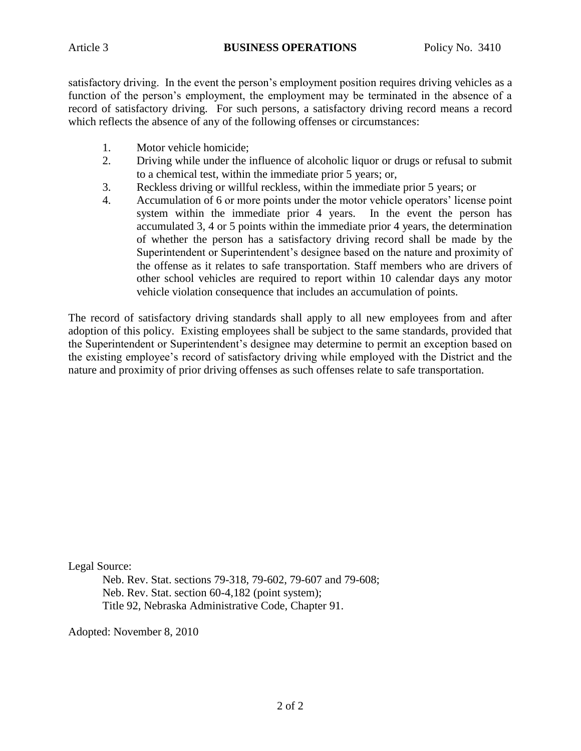satisfactory driving. In the event the person's employment position requires driving vehicles as a function of the person's employment, the employment may be terminated in the absence of a record of satisfactory driving. For such persons, a satisfactory driving record means a record which reflects the absence of any of the following offenses or circumstances:

1. Motor vehicle homicide;
2. Driving while under the influence of alcoholic liquor or drugs or refusal to submit to a chemical test, within the immediate prior 5 years; or,
3. Reckless driving or willful reckless, within the immediate prior 5 years; or
4. Accumulation of 6 or more points under the motor vehicle operators' license point system within the immediate prior 4 years. In the event the person has accumulated 3, 4 or 5 points within the immediate prior 4 years, the determination of whether the person has a satisfactory driving record shall be made by the Superintendent or Superintendent's designee based on the nature and proximity of the offense as it relates to safe transportation. Staff members who are drivers of other school vehicles are required to report within 10 calendar days any motor vehicle violation consequence that includes an accumulation of points.

The record of satisfactory driving standards shall apply to all new employees from and after adoption of this policy. Existing employees shall be subject to the same standards, provided that the Superintendent or Superintendent's designee may determine to permit an exception based on the existing employee's record of satisfactory driving while employed with the District and the nature and proximity of prior driving offenses as such offenses relate to safe transportation.

Legal Source:

Neb. Rev. Stat. sections 79-318, 79-602, 79-607 and 79-608;
Neb. Rev. Stat. section 60-4,182 (point system);
Title 92, Nebraska Administrative Code, Chapter 91.

Adopted: November 8, 2010